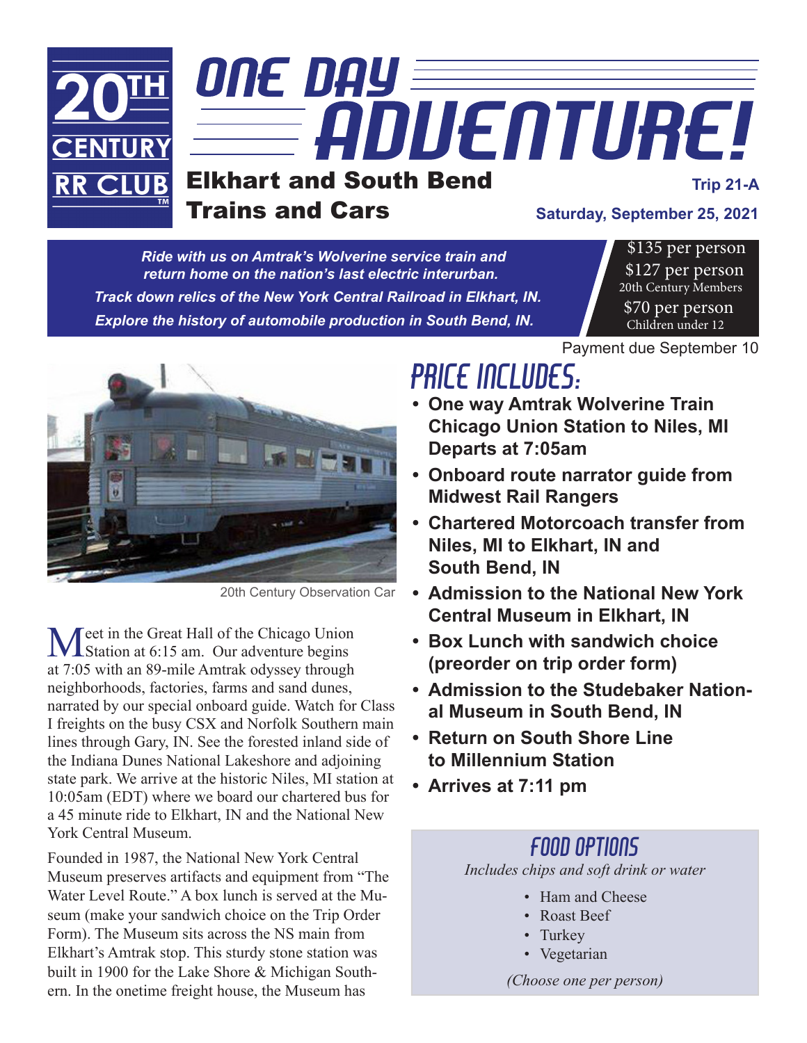20TH CENTURY RR CLUB™

# ONE DAY ADVENTURE!

## Elkhart and South Bend Trains and Cars

Trip 21-A

**Saturday, September 25, 2021**

***Ride with us on Amtrak's Wolverine service train and return home on the nation's last electric interurban.***

***Track down relics of the New York Central Railroad in Elkhart, IN.***

***Explore the history of automobile production in South Bend, IN.***

$135 per person

$127 per person
20th Century Members

$70 per person
Children under 12

Payment due September 10

20th Century Observation Car

Meet in the Great Hall of the Chicago Union Station at 6:15 am. Our adventure begins at 7:05 with an 89-mile Amtrak odyssey through neighborhoods, factories, farms and sand dunes, narrated by our special onboard guide. Watch for Class I freights on the busy CSX and Norfolk Southern main lines through Gary, IN. See the forested inland side of the Indiana Dunes National Lakeshore and adjoining state park. We arrive at the historic Niles, MI station at 10:05am (EDT) where we board our chartered bus for a 45 minute ride to Elkhart, IN and the National New York Central Museum.

Founded in 1987, the National New York Central Museum preserves artifacts and equipment from "The Water Level Route." A box lunch is served at the Museum (make your sandwich choice on the Trip Order Form). The Museum sits across the NS main from Elkhart's Amtrak stop. This sturdy stone station was built in 1900 for the Lake Shore & Michigan Southern. In the onetime freight house, the Museum has

## PRICE INCLUDES:

- **One way Amtrak Wolverine Train Chicago Union Station to Niles, MI Departs at 7:05am**
- **Onboard route narrator guide from Midwest Rail Rangers**
- **Chartered Motorcoach transfer from Niles, MI to Elkhart, IN and South Bend, IN**
- **Admission to the National New York Central Museum in Elkhart, IN**
- **Box Lunch with sandwich choice (preorder on trip order form)**
- **Admission to the Studebaker National Museum in South Bend, IN**
- **Return on South Shore Line to Millennium Station**
- **Arrives at 7:11 pm**

### FOOD OPTIONS

*Includes chips and soft drink or water*

- Ham and Cheese
- Roast Beef
- Turkey
- Vegetarian

*(Choose one per person)*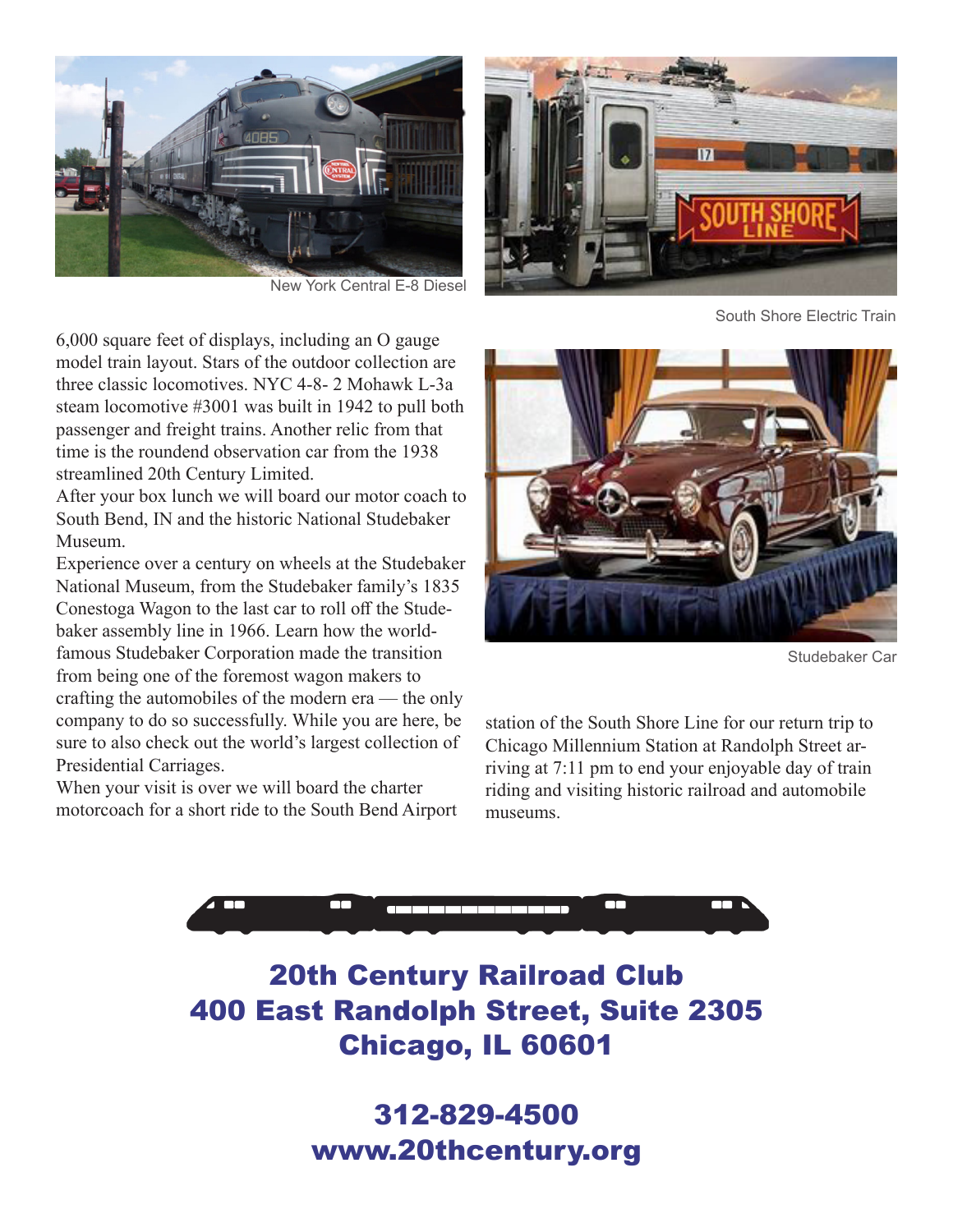New York Central E-8 Diesel

South Shore Electric Train

6,000 square feet of displays, including an O gauge model train layout. Stars of the outdoor collection are three classic locomotives. NYC 4-8- 2 Mohawk L-3a steam locomotive #3001 was built in 1942 to pull both passenger and freight trains. Another relic from that time is the roundend observation car from the 1938 streamlined 20th Century Limited.

After your box lunch we will board our motor coach to South Bend, IN and the historic National Studebaker Museum.

Experience over a century on wheels at the Studebaker National Museum, from the Studebaker family's 1835 Conestoga Wagon to the last car to roll off the Studebaker assembly line in 1966. Learn how the world-famous Studebaker Corporation made the transition from being one of the foremost wagon makers to crafting the automobiles of the modern era — the only company to do so successfully. While you are here, be sure to also check out the world's largest collection of Presidential Carriages.

When your visit is over we will board the charter motorcoach for a short ride to the South Bend Airport station of the South Shore Line for our return trip to Chicago Millennium Station at Randolph Street arriving at 7:11 pm to end your enjoyable day of train riding and visiting historic railroad and automobile museums.

Studebaker Car

## 20th Century Railroad Club
## 400 East Randolph Street, Suite 2305
## Chicago, IL 60601

## 312-829-4500
## www.20thcentury.org